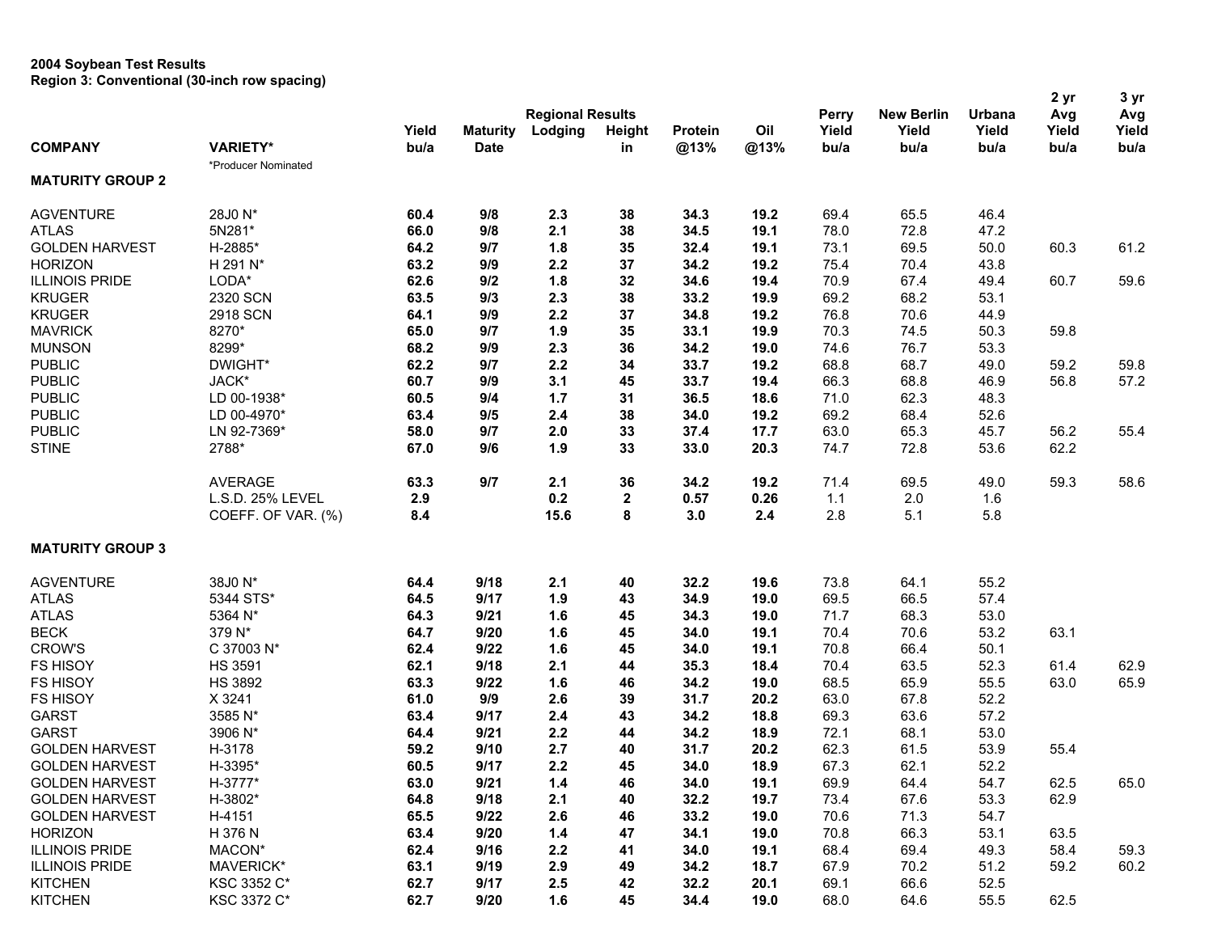**2004 Soybean Test Results**
**Region 3: Conventional (30-inch row spacing)**

| COMPANY | VARIETY* | Yield bu/a | Maturity Date | Regional Results Lodging | Height in | Protein @13% | Oil @13% | Perry Yield bu/a | New Berlin Yield bu/a | Urbana Yield bu/a | 2 yr Avg Yield bu/a | 3 yr Avg Yield bu/a |
|---|---|---|---|---|---|---|---|---|---|---|---|---|
| | *Producer Nominated | | | | | | | | | | | |
| **MATURITY GROUP 2** | | | | | | | | | | | | |
| AGVENTURE | 28J0 N* | **60.4** | **9/8** | **2.3** | **38** | **34.3** | **19.2** | 69.4 | 65.5 | 46.4 | | |
| ATLAS | 5N281* | **66.0** | **9/8** | **2.1** | **38** | **34.5** | **19.1** | 78.0 | 72.8 | 47.2 | | |
| GOLDEN HARVEST | H-2885* | **64.2** | **9/7** | **1.8** | **35** | **32.4** | **19.1** | 73.1 | 69.5 | 50.0 | 60.3 | 61.2 |
| HORIZON | H 291 N* | **63.2** | **9/9** | **2.2** | **37** | **34.2** | **19.2** | 75.4 | 70.4 | 43.8 | | |
| ILLINOIS PRIDE | LODA* | **62.6** | **9/2** | **1.8** | **32** | **34.6** | **19.4** | 70.9 | 67.4 | 49.4 | 60.7 | 59.6 |
| KRUGER | 2320 SCN | **63.5** | **9/3** | **2.3** | **38** | **33.2** | **19.9** | 69.2 | 68.2 | 53.1 | | |
| KRUGER | 2918 SCN | **64.1** | **9/9** | **2.2** | **37** | **34.8** | **19.2** | 76.8 | 70.6 | 44.9 | | |
| MAVRICK | 8270* | **65.0** | **9/7** | **1.9** | **35** | **33.1** | **19.9** | 70.3 | 74.5 | 50.3 | 59.8 | |
| MUNSON | 8299* | **68.2** | **9/9** | **2.3** | **36** | **34.2** | **19.0** | 74.6 | 76.7 | 53.3 | | |
| PUBLIC | DWIGHT* | **62.2** | **9/7** | **2.2** | **34** | **33.7** | **19.2** | 68.8 | 68.7 | 49.0 | 59.2 | 59.8 |
| PUBLIC | JACK* | **60.7** | **9/9** | **3.1** | **45** | **33.7** | **19.4** | 66.3 | 68.8 | 46.9 | 56.8 | 57.2 |
| PUBLIC | LD 00-1938* | **60.5** | **9/4** | **1.7** | **31** | **36.5** | **18.6** | 71.0 | 62.3 | 48.3 | | |
| PUBLIC | LD 00-4970* | **63.4** | **9/5** | **2.4** | **38** | **34.0** | **19.2** | 69.2 | 68.4 | 52.6 | | |
| PUBLIC | LN 92-7369* | **58.0** | **9/7** | **2.0** | **33** | **37.4** | **17.7** | 63.0 | 65.3 | 45.7 | 56.2 | 55.4 |
| STINE | 2788* | **67.0** | **9/6** | **1.9** | **33** | **33.0** | **20.3** | 74.7 | 72.8 | 53.6 | 62.2 | |
| | AVERAGE | **63.3** | **9/7** | **2.1** | **36** | **34.2** | **19.2** | 71.4 | 69.5 | 49.0 | 59.3 | 58.6 |
| | L.S.D. 25% LEVEL | **2.9** | | **0.2** | **2** | **0.57** | **0.26** | 1.1 | 2.0 | 1.6 | | |
| | COEFF. OF VAR. (%) | **8.4** | | **15.6** | **8** | **3.0** | **2.4** | 2.8 | 5.1 | 5.8 | | |
| **MATURITY GROUP 3** | | | | | | | | | | | | |
| AGVENTURE | 38J0 N* | **64.4** | **9/18** | **2.1** | **40** | **32.2** | **19.6** | 73.8 | 64.1 | 55.2 | | |
| ATLAS | 5344 STS* | **64.5** | **9/17** | **1.9** | **43** | **34.9** | **19.0** | 69.5 | 66.5 | 57.4 | | |
| ATLAS | 5364 N* | **64.3** | **9/21** | **1.6** | **45** | **34.3** | **19.0** | 71.7 | 68.3 | 53.0 | | |
| BECK | 379 N* | **64.7** | **9/20** | **1.6** | **45** | **34.0** | **19.1** | 70.4 | 70.6 | 53.2 | 63.1 | |
| CROW'S | C 37003 N* | **62.4** | **9/22** | **1.6** | **45** | **34.0** | **19.1** | 70.8 | 66.4 | 50.1 | | |
| FS HISOY | HS 3591 | **62.1** | **9/18** | **2.1** | **44** | **35.3** | **18.4** | 70.4 | 63.5 | 52.3 | 61.4 | 62.9 |
| FS HISOY | HS 3892 | **63.3** | **9/22** | **1.6** | **46** | **34.2** | **19.0** | 68.5 | 65.9 | 55.5 | 63.0 | 65.9 |
| FS HISOY | X 3241 | **61.0** | **9/9** | **2.6** | **39** | **31.7** | **20.2** | 63.0 | 67.8 | 52.2 | | |
| GARST | 3585 N* | **63.4** | **9/17** | **2.4** | **43** | **34.2** | **18.8** | 69.3 | 63.6 | 57.2 | | |
| GARST | 3906 N* | **64.4** | **9/21** | **2.2** | **44** | **34.2** | **18.9** | 72.1 | 68.1 | 53.0 | | |
| GOLDEN HARVEST | H-3178 | **59.2** | **9/10** | **2.7** | **40** | **31.7** | **20.2** | 62.3 | 61.5 | 53.9 | 55.4 | |
| GOLDEN HARVEST | H-3395* | **60.5** | **9/17** | **2.2** | **45** | **34.0** | **18.9** | 67.3 | 62.1 | 52.2 | | |
| GOLDEN HARVEST | H-3777* | **63.0** | **9/21** | **1.4** | **46** | **34.0** | **19.1** | 69.9 | 64.4 | 54.7 | 62.5 | 65.0 |
| GOLDEN HARVEST | H-3802* | **64.8** | **9/18** | **2.1** | **40** | **32.2** | **19.7** | 73.4 | 67.6 | 53.3 | 62.9 | |
| GOLDEN HARVEST | H-4151 | **65.5** | **9/22** | **2.6** | **46** | **33.2** | **19.0** | 70.6 | 71.3 | 54.7 | | |
| HORIZON | H 376 N | **63.4** | **9/20** | **1.4** | **47** | **34.1** | **19.0** | 70.8 | 66.3 | 53.1 | 63.5 | |
| ILLINOIS PRIDE | MACON* | **62.4** | **9/16** | **2.2** | **41** | **34.0** | **19.1** | 68.4 | 69.4 | 49.3 | 58.4 | 59.3 |
| ILLINOIS PRIDE | MAVERICK* | **63.1** | **9/19** | **2.9** | **49** | **34.2** | **18.7** | 67.9 | 70.2 | 51.2 | 59.2 | 60.2 |
| KITCHEN | KSC 3352 C* | **62.7** | **9/17** | **2.5** | **42** | **32.2** | **20.1** | 69.1 | 66.6 | 52.5 | | |
| KITCHEN | KSC 3372 C* | **62.7** | **9/20** | **1.6** | **45** | **34.4** | **19.0** | 68.0 | 64.6 | 55.5 | 62.5 | |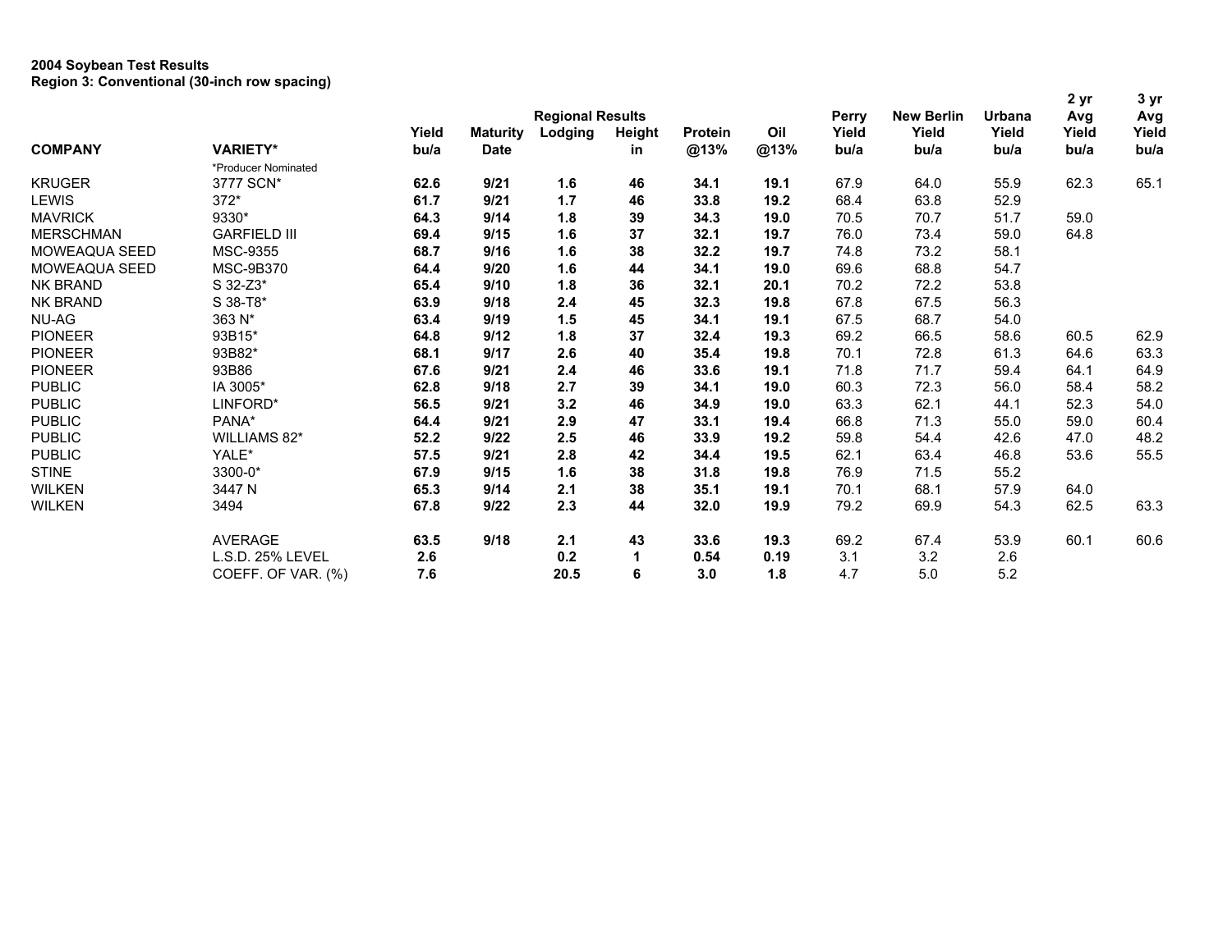**2004 Soybean Test Results**
**Region 3: Conventional (30-inch row spacing)**

| COMPANY | VARIETY* | Regional Results Yield bu/a | Maturity Date | Lodging | Height in | Protein @13% | Oil @13% | Perry Yield bu/a | New Berlin Yield bu/a | Urbana Yield bu/a | 2 yr Avg Yield bu/a | 3 yr Avg Yield bu/a |
|---|---|---|---|---|---|---|---|---|---|---|---|---|
| | *Producer Nominated | | | | | | | | | | | |
| KRUGER | 3777 SCN* | **62.6** | **9/21** | **1.6** | **46** | **34.1** | **19.1** | 67.9 | 64.0 | 55.9 | 62.3 | 65.1 |
| LEWIS | 372* | **61.7** | **9/21** | **1.7** | **46** | **33.8** | **19.2** | 68.4 | 63.8 | 52.9 | | |
| MAVRICK | 9330* | **64.3** | **9/14** | **1.8** | **39** | **34.3** | **19.0** | 70.5 | 70.7 | 51.7 | 59.0 | |
| MERSCHMAN | GARFIELD III | **69.4** | **9/15** | **1.6** | **37** | **32.1** | **19.7** | 76.0 | 73.4 | 59.0 | 64.8 | |
| MOWEAQUA SEED | MSC-9355 | **68.7** | **9/16** | **1.6** | **38** | **32.2** | **19.7** | 74.8 | 73.2 | 58.1 | | |
| MOWEAQUA SEED | MSC-9B370 | **64.4** | **9/20** | **1.6** | **44** | **34.1** | **19.0** | 69.6 | 68.8 | 54.7 | | |
| NK BRAND | S 32-Z3* | **65.4** | **9/10** | **1.8** | **36** | **32.1** | **20.1** | 70.2 | 72.2 | 53.8 | | |
| NK BRAND | S 38-T8* | **63.9** | **9/18** | **2.4** | **45** | **32.3** | **19.8** | 67.8 | 67.5 | 56.3 | | |
| NU-AG | 363 N* | **63.4** | **9/19** | **1.5** | **45** | **34.1** | **19.1** | 67.5 | 68.7 | 54.0 | | |
| PIONEER | 93B15* | **64.8** | **9/12** | **1.8** | **37** | **32.4** | **19.3** | 69.2 | 66.5 | 58.6 | 60.5 | 62.9 |
| PIONEER | 93B82* | **68.1** | **9/17** | **2.6** | **40** | **35.4** | **19.8** | 70.1 | 72.8 | 61.3 | 64.6 | 63.3 |
| PIONEER | 93B86 | **67.6** | **9/21** | **2.4** | **46** | **33.6** | **19.1** | 71.8 | 71.7 | 59.4 | 64.1 | 64.9 |
| PUBLIC | IA 3005* | **62.8** | **9/18** | **2.7** | **39** | **34.1** | **19.0** | 60.3 | 72.3 | 56.0 | 58.4 | 58.2 |
| PUBLIC | LINFORD* | **56.5** | **9/21** | **3.2** | **46** | **34.9** | **19.0** | 63.3 | 62.1 | 44.1 | 52.3 | 54.0 |
| PUBLIC | PANA* | **64.4** | **9/21** | **2.9** | **47** | **33.1** | **19.4** | 66.8 | 71.3 | 55.0 | 59.0 | 60.4 |
| PUBLIC | WILLIAMS 82* | **52.2** | **9/22** | **2.5** | **46** | **33.9** | **19.2** | 59.8 | 54.4 | 42.6 | 47.0 | 48.2 |
| PUBLIC | YALE* | **57.5** | **9/21** | **2.8** | **42** | **34.4** | **19.5** | 62.1 | 63.4 | 46.8 | 53.6 | 55.5 |
| STINE | 3300-0* | **67.9** | **9/15** | **1.6** | **38** | **31.8** | **19.8** | 76.9 | 71.5 | 55.2 | | |
| WILKEN | 3447 N | **65.3** | **9/14** | **2.1** | **38** | **35.1** | **19.1** | 70.1 | 68.1 | 57.9 | 64.0 | |
| WILKEN | 3494 | **67.8** | **9/22** | **2.3** | **44** | **32.0** | **19.9** | 79.2 | 69.9 | 54.3 | 62.5 | 63.3 |
| | AVERAGE | **63.5** | **9/18** | **2.1** | **43** | **33.6** | **19.3** | 69.2 | 67.4 | 53.9 | 60.1 | 60.6 |
| | L.S.D. 25% LEVEL | **2.6** | | **0.2** | **1** | **0.54** | **0.19** | 3.1 | 3.2 | 2.6 | | |
| | COEFF. OF VAR. (%) | **7.6** | | **20.5** | **6** | **3.0** | **1.8** | 4.7 | 5.0 | 5.2 | | |